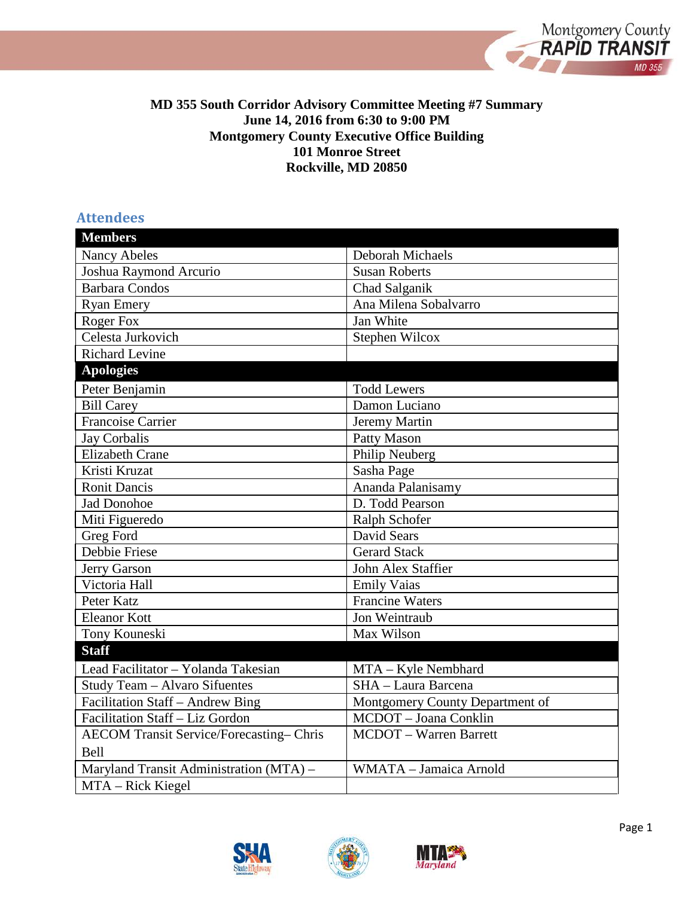**MD 355 South Corridor Advisory Committee Meeting #7 Summary**
**June 14, 2016 from 6:30 to 9:00 PM**
**Montgomery County Executive Office Building**
**101 Monroe Street**
**Rockville, MD 20850**

## Attendees

| **Members** | |
|---|---|
| Nancy Abeles | Deborah Michaels |
| Joshua Raymond Arcurio | Susan Roberts |
| Barbara Condos | Chad Salganik |
| Ryan Emery | Ana Milena Sobalvarro |
| Roger Fox | Jan White |
| Celesta Jurkovich | Stephen Wilcox |
| Richard Levine | |
| **Apologies** | |
| Peter Benjamin | Todd Lewers |
| Bill Carey | Damon Luciano |
| Francoise Carrier | Jeremy Martin |
| Jay Corbalis | Patty Mason |
| Elizabeth Crane | Philip Neuberg |
| Kristi Kruzat | Sasha Page |
| Ronit Dancis | Ananda Palanisamy |
| Jad Donohoe | D. Todd Pearson |
| Miti Figueredo | Ralph Schofer |
| Greg Ford | David Sears |
| Debbie Friese | Gerard Stack |
| Jerry Garson | John Alex Staffier |
| Victoria Hall | Emily Vaias |
| Peter Katz | Francine Waters |
| Eleanor Kott | Jon Weintraub |
| Tony Kouneski | Max Wilson |
| **Staff** | |
| Lead Facilitator – Yolanda Takesian | MTA – Kyle Nembhard |
| Study Team – Alvaro Sifuentes | SHA – Laura Barcena |
| Facilitation Staff – Andrew Bing | Montgomery County Department of |
| Facilitation Staff – Liz Gordon | MCDOT – Joana Conklin |
| AECOM Transit Service/Forecasting– Chris Bell | MCDOT – Warren Barrett |
| Maryland Transit Administration (MTA) – | WMATA – Jamaica Arnold |
| MTA – Rick Kiegel | |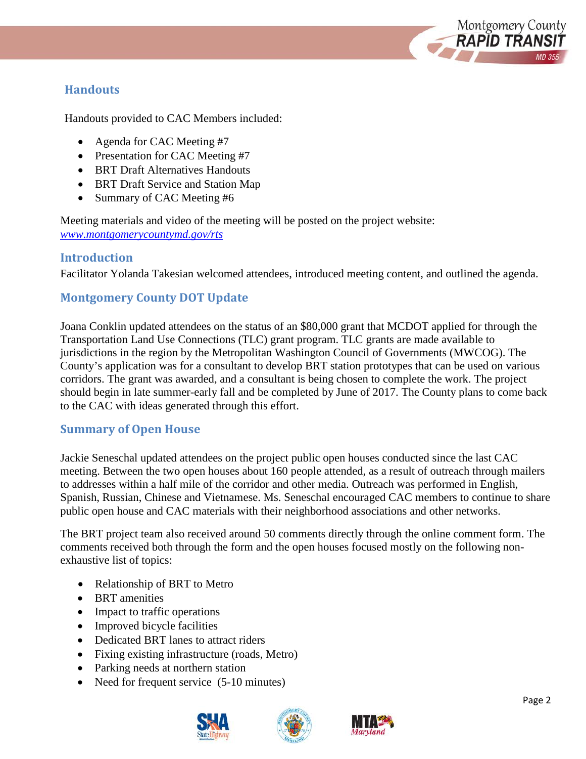## Handouts

Handouts provided to CAC Members included:

- Agenda for CAC Meeting #7
- Presentation for CAC Meeting #7
- BRT Draft Alternatives Handouts
- BRT Draft Service and Station Map
- Summary of CAC Meeting #6

Meeting materials and video of the meeting will be posted on the project website: *www.montgomerycountymd.gov/rts*

## Introduction

Facilitator Yolanda Takesian welcomed attendees, introduced meeting content, and outlined the agenda.

## Montgomery County DOT Update

Joana Conklin updated attendees on the status of an $80,000 grant that MCDOT applied for through the Transportation Land Use Connections (TLC) grant program. TLC grants are made available to jurisdictions in the region by the Metropolitan Washington Council of Governments (MWCOG). The County's application was for a consultant to develop BRT station prototypes that can be used on various corridors. The grant was awarded, and a consultant is being chosen to complete the work. The project should begin in late summer-early fall and be completed by June of 2017. The County plans to come back to the CAC with ideas generated through this effort.

## Summary of Open House

Jackie Seneschal updated attendees on the project public open houses conducted since the last CAC meeting. Between the two open houses about 160 people attended, as a result of outreach through mailers to addresses within a half mile of the corridor and other media. Outreach was performed in English, Spanish, Russian, Chinese and Vietnamese. Ms. Seneschal encouraged CAC members to continue to share public open house and CAC materials with their neighborhood associations and other networks.

The BRT project team also received around 50 comments directly through the online comment form. The comments received both through the form and the open houses focused mostly on the following non-exhaustive list of topics:

- Relationship of BRT to Metro
- BRT amenities
- Impact to traffic operations
- Improved bicycle facilities
- Dedicated BRT lanes to attract riders
- Fixing existing infrastructure (roads, Metro)
- Parking needs at northern station
- Need for frequent service (5-10 minutes)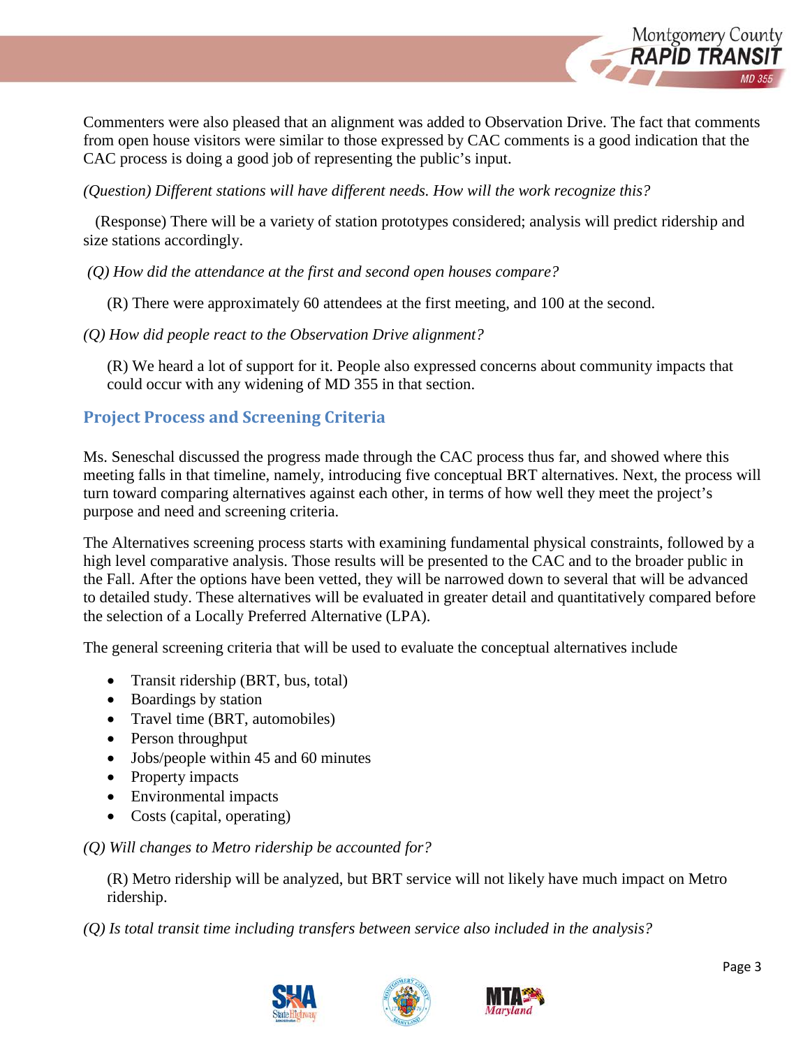Commenters were also pleased that an alignment was added to Observation Drive. The fact that comments from open house visitors were similar to those expressed by CAC comments is a good indication that the CAC process is doing a good job of representing the public's input.

*(Question) Different stations will have different needs. How will the work recognize this?*

(Response) There will be a variety of station prototypes considered; analysis will predict ridership and size stations accordingly.

*(Q) How did the attendance at the first and second open houses compare?*

(R) There were approximately 60 attendees at the first meeting, and 100 at the second.

*(Q) How did people react to the Observation Drive alignment?*

(R) We heard a lot of support for it. People also expressed concerns about community impacts that could occur with any widening of MD 355 in that section.

## Project Process and Screening Criteria

Ms. Seneschal discussed the progress made through the CAC process thus far, and showed where this meeting falls in that timeline, namely, introducing five conceptual BRT alternatives. Next, the process will turn toward comparing alternatives against each other, in terms of how well they meet the project's purpose and need and screening criteria.

The Alternatives screening process starts with examining fundamental physical constraints, followed by a high level comparative analysis. Those results will be presented to the CAC and to the broader public in the Fall. After the options have been vetted, they will be narrowed down to several that will be advanced to detailed study. These alternatives will be evaluated in greater detail and quantitatively compared before the selection of a Locally Preferred Alternative (LPA).

The general screening criteria that will be used to evaluate the conceptual alternatives include

- Transit ridership (BRT, bus, total)
- Boardings by station
- Travel time (BRT, automobiles)
- Person throughput
- Jobs/people within 45 and 60 minutes
- Property impacts
- Environmental impacts
- Costs (capital, operating)

*(Q) Will changes to Metro ridership be accounted for?*

(R) Metro ridership will be analyzed, but BRT service will not likely have much impact on Metro ridership.

*(Q) Is total transit time including transfers between service also included in the analysis?*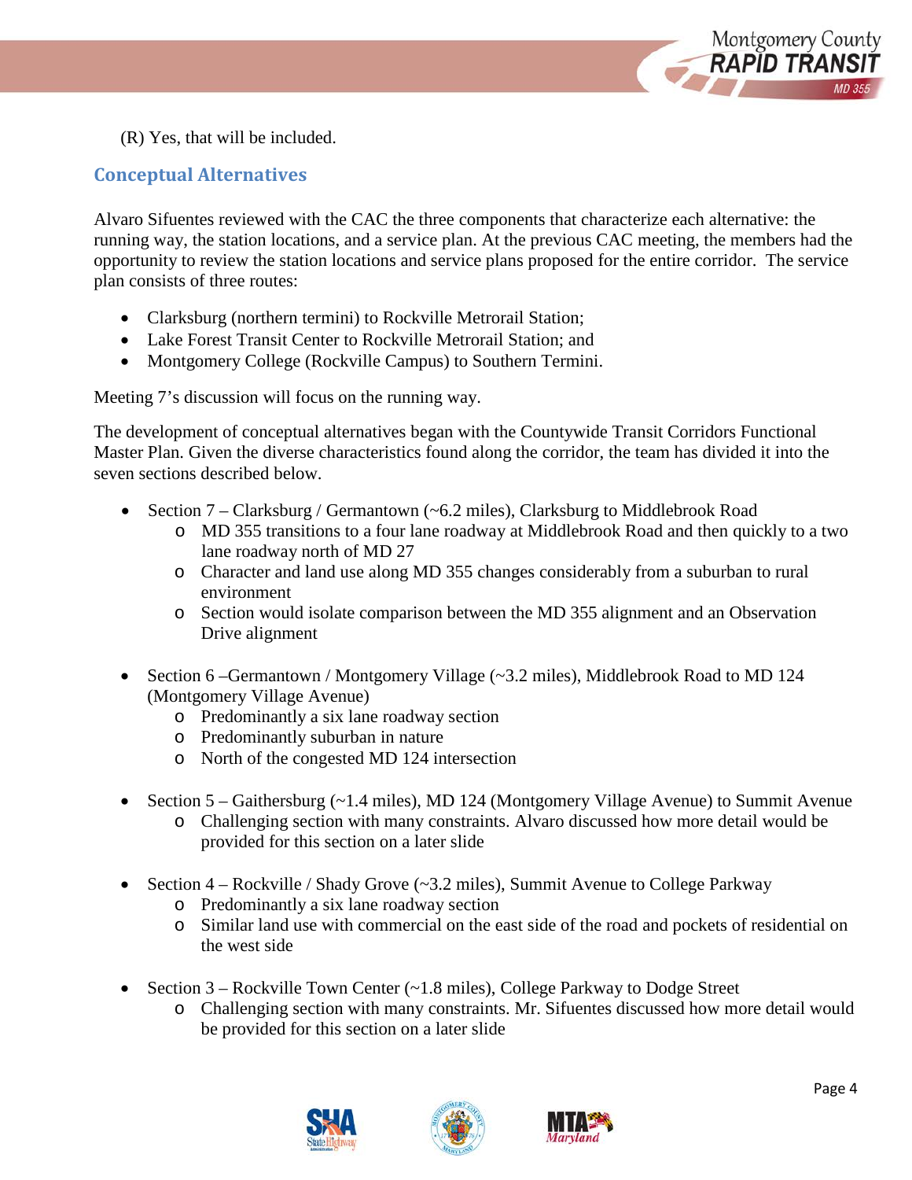(R) Yes, that will be included.

## Conceptual Alternatives

Alvaro Sifuentes reviewed with the CAC the three components that characterize each alternative: the running way, the station locations, and a service plan. At the previous CAC meeting, the members had the opportunity to review the station locations and service plans proposed for the entire corridor. The service plan consists of three routes:

- Clarksburg (northern termini) to Rockville Metrorail Station;
- Lake Forest Transit Center to Rockville Metrorail Station; and
- Montgomery College (Rockville Campus) to Southern Termini.

Meeting 7's discussion will focus on the running way.

The development of conceptual alternatives began with the Countywide Transit Corridors Functional Master Plan. Given the diverse characteristics found along the corridor, the team has divided it into the seven sections described below.

- Section 7 – Clarksburg / Germantown (~6.2 miles), Clarksburg to Middlebrook Road
  - MD 355 transitions to a four lane roadway at Middlebrook Road and then quickly to a two lane roadway north of MD 27
  - Character and land use along MD 355 changes considerably from a suburban to rural environment
  - Section would isolate comparison between the MD 355 alignment and an Observation Drive alignment

- Section 6 –Germantown / Montgomery Village (~3.2 miles), Middlebrook Road to MD 124 (Montgomery Village Avenue)
  - Predominantly a six lane roadway section
  - Predominantly suburban in nature
  - North of the congested MD 124 intersection

- Section 5 – Gaithersburg (~1.4 miles), MD 124 (Montgomery Village Avenue) to Summit Avenue
  - Challenging section with many constraints. Alvaro discussed how more detail would be provided for this section on a later slide

- Section 4 – Rockville / Shady Grove (~3.2 miles), Summit Avenue to College Parkway
  - Predominantly a six lane roadway section
  - Similar land use with commercial on the east side of the road and pockets of residential on the west side

- Section 3 – Rockville Town Center (~1.8 miles), College Parkway to Dodge Street
  - Challenging section with many constraints. Mr. Sifuentes discussed how more detail would be provided for this section on a later slide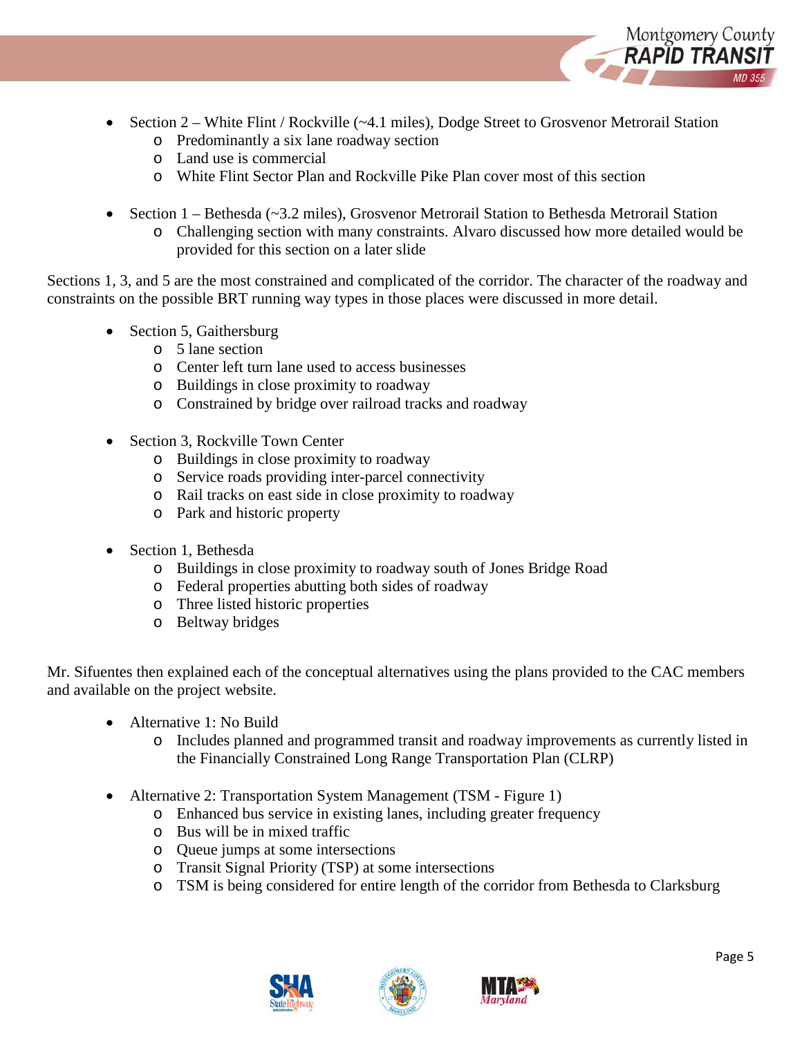- Section 2 – White Flint / Rockville (~4.1 miles), Dodge Street to Grosvenor Metrorail Station
  - Predominantly a six lane roadway section
  - Land use is commercial
  - White Flint Sector Plan and Rockville Pike Plan cover most of this section

- Section 1 – Bethesda (~3.2 miles), Grosvenor Metrorail Station to Bethesda Metrorail Station
  - Challenging section with many constraints. Alvaro discussed how more detailed would be provided for this section on a later slide

Sections 1, 3, and 5 are the most constrained and complicated of the corridor. The character of the roadway and constraints on the possible BRT running way types in those places were discussed in more detail.

- Section 5, Gaithersburg
  - 5 lane section
  - Center left turn lane used to access businesses
  - Buildings in close proximity to roadway
  - Constrained by bridge over railroad tracks and roadway

- Section 3, Rockville Town Center
  - Buildings in close proximity to roadway
  - Service roads providing inter-parcel connectivity
  - Rail tracks on east side in close proximity to roadway
  - Park and historic property

- Section 1, Bethesda
  - Buildings in close proximity to roadway south of Jones Bridge Road
  - Federal properties abutting both sides of roadway
  - Three listed historic properties
  - Beltway bridges

Mr. Sifuentes then explained each of the conceptual alternatives using the plans provided to the CAC members and available on the project website.

- Alternative 1: No Build
  - Includes planned and programmed transit and roadway improvements as currently listed in the Financially Constrained Long Range Transportation Plan (CLRP)

- Alternative 2: Transportation System Management (TSM - Figure 1)
  - Enhanced bus service in existing lanes, including greater frequency
  - Bus will be in mixed traffic
  - Queue jumps at some intersections
  - Transit Signal Priority (TSP) at some intersections
  - TSM is being considered for entire length of the corridor from Bethesda to Clarksburg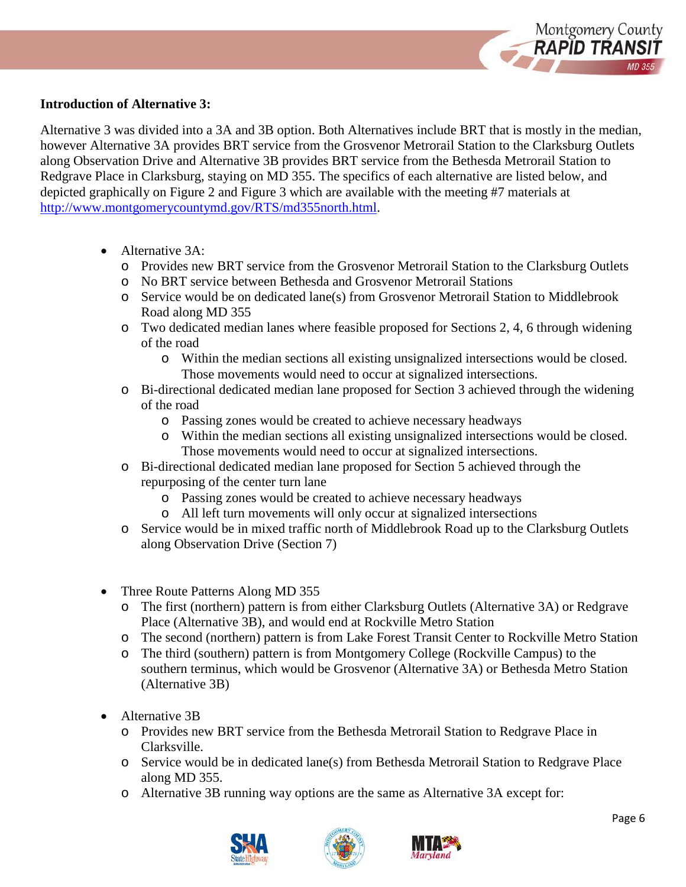**Introduction of Alternative 3:**

Alternative 3 was divided into a 3A and 3B option. Both Alternatives include BRT that is mostly in the median, however Alternative 3A provides BRT service from the Grosvenor Metrorail Station to the Clarksburg Outlets along Observation Drive and Alternative 3B provides BRT service from the Bethesda Metrorail Station to Redgrave Place in Clarksburg, staying on MD 355. The specifics of each alternative are listed below, and depicted graphically on Figure 2 and Figure 3 which are available with the meeting #7 materials at [http://www.montgomerycountymd.gov/RTS/md355north.html](http://www.montgomerycountymd.gov/RTS/md355north.html).

- Alternative 3A:
  - Provides new BRT service from the Grosvenor Metrorail Station to the Clarksburg Outlets
  - No BRT service between Bethesda and Grosvenor Metrorail Stations
  - Service would be on dedicated lane(s) from Grosvenor Metrorail Station to Middlebrook Road along MD 355
  - Two dedicated median lanes where feasible proposed for Sections 2, 4, 6 through widening of the road
    - Within the median sections all existing unsignalized intersections would be closed. Those movements would need to occur at signalized intersections.
  - Bi-directional dedicated median lane proposed for Section 3 achieved through the widening of the road
    - Passing zones would be created to achieve necessary headways
    - Within the median sections all existing unsignalized intersections would be closed. Those movements would need to occur at signalized intersections.
  - Bi-directional dedicated median lane proposed for Section 5 achieved through the repurposing of the center turn lane
    - Passing zones would be created to achieve necessary headways
    - All left turn movements will only occur at signalized intersections
  - Service would be in mixed traffic north of Middlebrook Road up to the Clarksburg Outlets along Observation Drive (Section 7)

- Three Route Patterns Along MD 355
  - The first (northern) pattern is from either Clarksburg Outlets (Alternative 3A) or Redgrave Place (Alternative 3B), and would end at Rockville Metro Station
  - The second (northern) pattern is from Lake Forest Transit Center to Rockville Metro Station
  - The third (southern) pattern is from Montgomery College (Rockville Campus) to the southern terminus, which would be Grosvenor (Alternative 3A) or Bethesda Metro Station (Alternative 3B)

- Alternative 3B
  - Provides new BRT service from the Bethesda Metrorail Station to Redgrave Place in Clarksville.
  - Service would be in dedicated lane(s) from Bethesda Metrorail Station to Redgrave Place along MD 355.
  - Alternative 3B running way options are the same as Alternative 3A except for: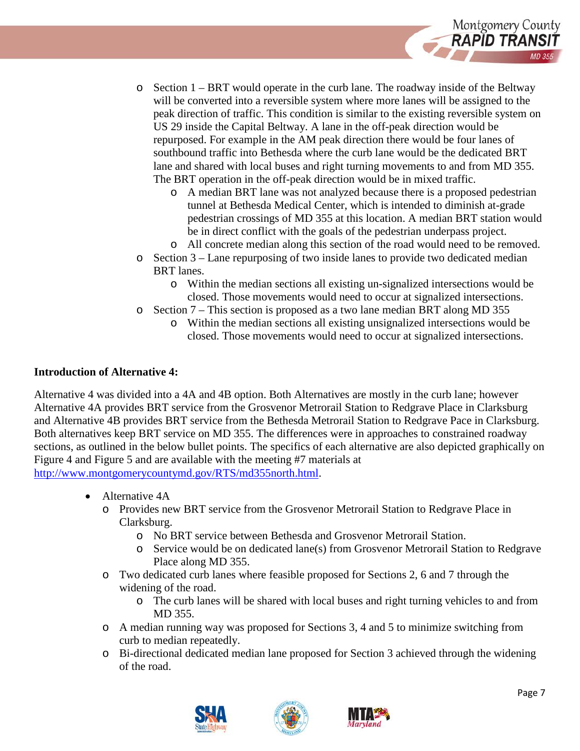- Section 1 – BRT would operate in the curb lane. The roadway inside of the Beltway will be converted into a reversible system where more lanes will be assigned to the peak direction of traffic. This condition is similar to the existing reversible system on US 29 inside the Capital Beltway. A lane in the off-peak direction would be repurposed. For example in the AM peak direction there would be four lanes of southbound traffic into Bethesda where the curb lane would be the dedicated BRT lane and shared with local buses and right turning movements to and from MD 355. The BRT operation in the off-peak direction would be in mixed traffic.
    - A median BRT lane was not analyzed because there is a proposed pedestrian tunnel at Bethesda Medical Center, which is intended to diminish at-grade pedestrian crossings of MD 355 at this location. A median BRT station would be in direct conflict with the goals of the pedestrian underpass project.
    - All concrete median along this section of the road would need to be removed.
- Section 3 – Lane repurposing of two inside lanes to provide two dedicated median BRT lanes.
    - Within the median sections all existing un-signalized intersections would be closed. Those movements would need to occur at signalized intersections.
- Section 7 – This section is proposed as a two lane median BRT along MD 355
    - Within the median sections all existing unsignalized intersections would be closed. Those movements would need to occur at signalized intersections.

**Introduction of Alternative 4:**

Alternative 4 was divided into a 4A and 4B option. Both Alternatives are mostly in the curb lane; however Alternative 4A provides BRT service from the Grosvenor Metrorail Station to Redgrave Place in Clarksburg and Alternative 4B provides BRT service from the Bethesda Metrorail Station to Redgrave Pace in Clarksburg. Both alternatives keep BRT service on MD 355. The differences were in approaches to constrained roadway sections, as outlined in the below bullet points. The specifics of each alternative are also depicted graphically on Figure 4 and Figure 5 and are available with the meeting #7 materials at [http://www.montgomerycountymd.gov/RTS/md355north.html](http://www.montgomerycountymd.gov/RTS/md355north.html).

- Alternative 4A
    - Provides new BRT service from the Grosvenor Metrorail Station to Redgrave Place in Clarksburg.
        - No BRT service between Bethesda and Grosvenor Metrorail Station.
        - Service would be on dedicated lane(s) from Grosvenor Metrorail Station to Redgrave Place along MD 355.
    - Two dedicated curb lanes where feasible proposed for Sections 2, 6 and 7 through the widening of the road.
        - The curb lanes will be shared with local buses and right turning vehicles to and from MD 355.
    - A median running way was proposed for Sections 3, 4 and 5 to minimize switching from curb to median repeatedly.
    - Bi-directional dedicated median lane proposed for Section 3 achieved through the widening of the road.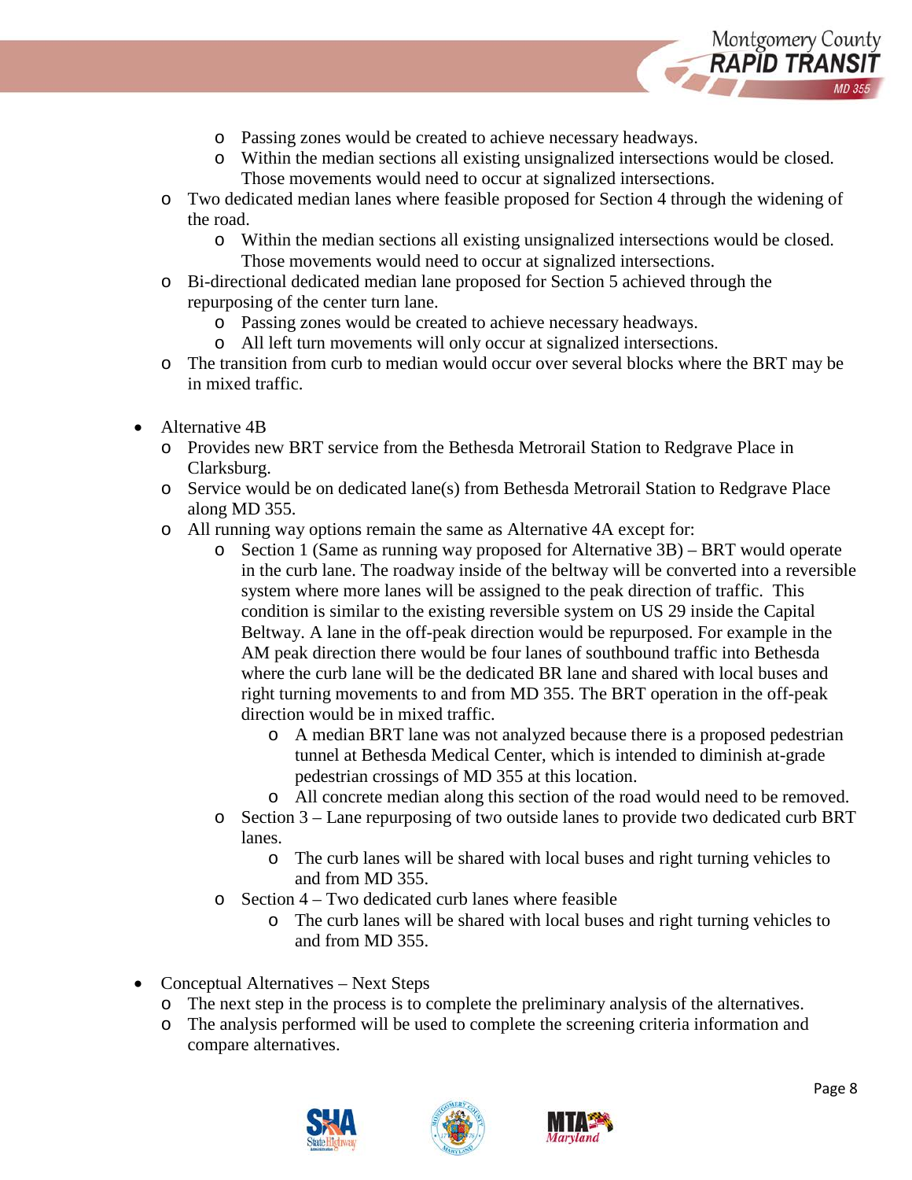- Passing zones would be created to achieve necessary headways.
        - Within the median sections all existing unsignalized intersections would be closed. Those movements would need to occur at signalized intersections.
    - Two dedicated median lanes where feasible proposed for Section 4 through the widening of the road.
        - Within the median sections all existing unsignalized intersections would be closed. Those movements would need to occur at signalized intersections.
    - Bi-directional dedicated median lane proposed for Section 5 achieved through the repurposing of the center turn lane.
        - Passing zones would be created to achieve necessary headways.
        - All left turn movements will only occur at signalized intersections.
    - The transition from curb to median would occur over several blocks where the BRT may be in mixed traffic.

- Alternative 4B
    - Provides new BRT service from the Bethesda Metrorail Station to Redgrave Place in Clarksburg.
    - Service would be on dedicated lane(s) from Bethesda Metrorail Station to Redgrave Place along MD 355.
    - All running way options remain the same as Alternative 4A except for:
        - Section 1 (Same as running way proposed for Alternative 3B) – BRT would operate in the curb lane. The roadway inside of the beltway will be converted into a reversible system where more lanes will be assigned to the peak direction of traffic. This condition is similar to the existing reversible system on US 29 inside the Capital Beltway. A lane in the off-peak direction would be repurposed. For example in the AM peak direction there would be four lanes of southbound traffic into Bethesda where the curb lane will be the dedicated BR lane and shared with local buses and right turning movements to and from MD 355. The BRT operation in the off-peak direction would be in mixed traffic.
            - A median BRT lane was not analyzed because there is a proposed pedestrian tunnel at Bethesda Medical Center, which is intended to diminish at-grade pedestrian crossings of MD 355 at this location.
            - All concrete median along this section of the road would need to be removed.
        - Section 3 – Lane repurposing of two outside lanes to provide two dedicated curb BRT lanes.
            - The curb lanes will be shared with local buses and right turning vehicles to and from MD 355.
        - Section 4 – Two dedicated curb lanes where feasible
            - The curb lanes will be shared with local buses and right turning vehicles to and from MD 355.

- Conceptual Alternatives – Next Steps
    - The next step in the process is to complete the preliminary analysis of the alternatives.
    - The analysis performed will be used to complete the screening criteria information and compare alternatives.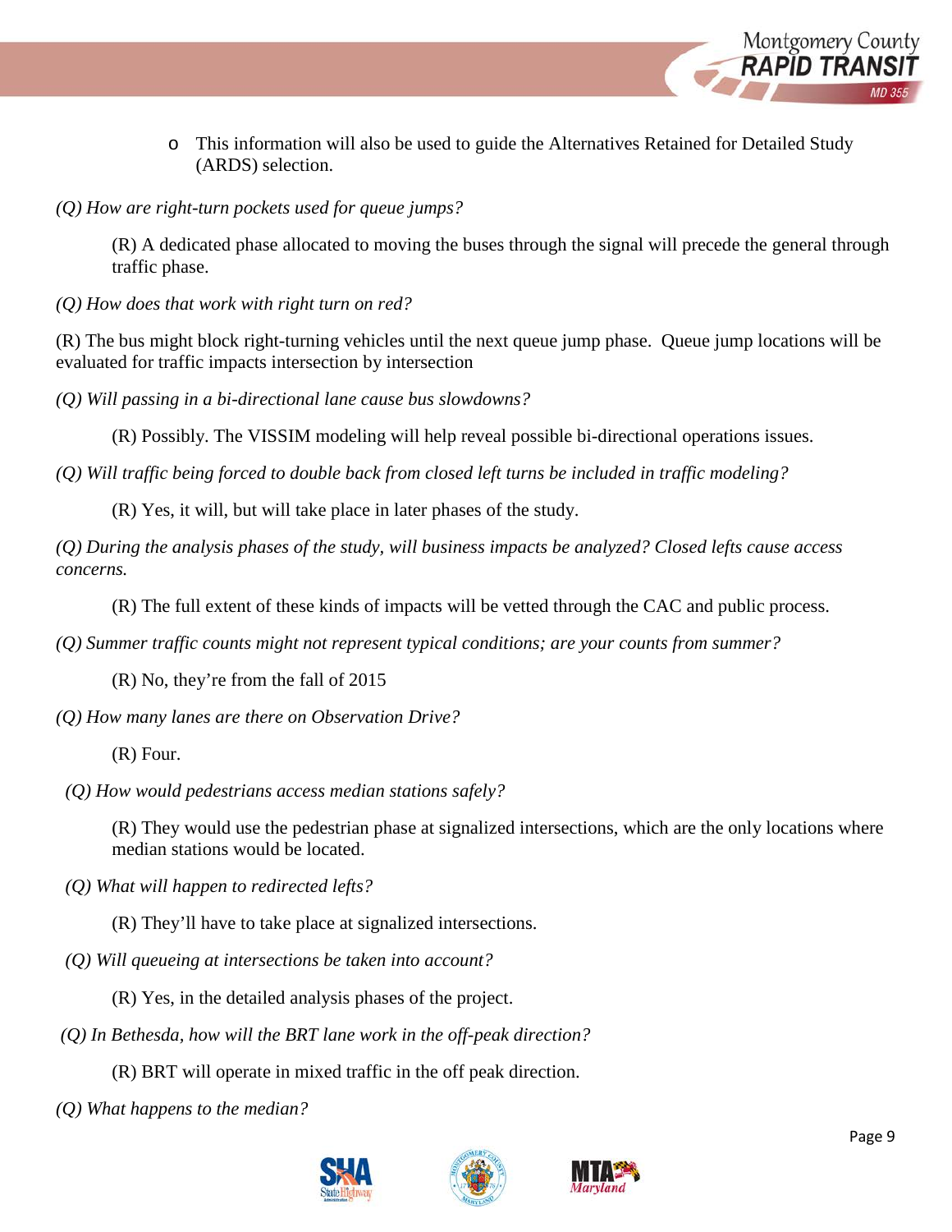- This information will also be used to guide the Alternatives Retained for Detailed Study (ARDS) selection.

*(Q) How are right-turn pockets used for queue jumps?*

(R) A dedicated phase allocated to moving the buses through the signal will precede the general through traffic phase.

*(Q) How does that work with right turn on red?*

(R) The bus might block right-turning vehicles until the next queue jump phase. Queue jump locations will be evaluated for traffic impacts intersection by intersection

*(Q) Will passing in a bi-directional lane cause bus slowdowns?*

(R) Possibly. The VISSIM modeling will help reveal possible bi-directional operations issues.

*(Q) Will traffic being forced to double back from closed left turns be included in traffic modeling?*

(R) Yes, it will, but will take place in later phases of the study.

*(Q) During the analysis phases of the study, will business impacts be analyzed? Closed lefts cause access concerns.*

(R) The full extent of these kinds of impacts will be vetted through the CAC and public process.

*(Q) Summer traffic counts might not represent typical conditions; are your counts from summer?*

(R) No, they're from the fall of 2015

*(Q) How many lanes are there on Observation Drive?*

(R) Four.

*(Q) How would pedestrians access median stations safely?*

(R) They would use the pedestrian phase at signalized intersections, which are the only locations where median stations would be located.

*(Q) What will happen to redirected lefts?*

(R) They'll have to take place at signalized intersections.

*(Q) Will queueing at intersections be taken into account?*

(R) Yes, in the detailed analysis phases of the project.

*(Q) In Bethesda, how will the BRT lane work in the off-peak direction?*

(R) BRT will operate in mixed traffic in the off peak direction.

*(Q) What happens to the median?*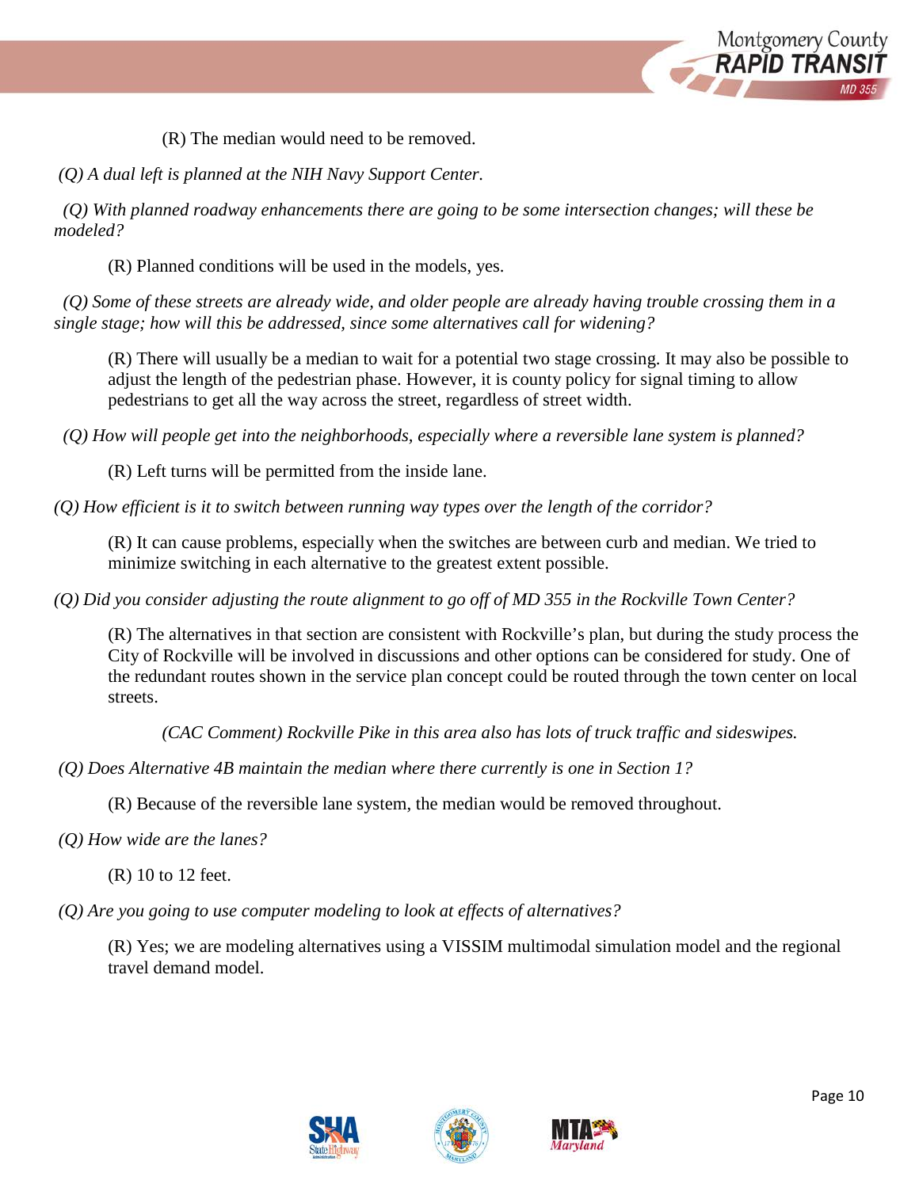(R) The median would need to be removed.

*(Q) A dual left is planned at the NIH Navy Support Center.*

*(Q) With planned roadway enhancements there are going to be some intersection changes; will these be modeled?*

(R) Planned conditions will be used in the models, yes.

*(Q) Some of these streets are already wide, and older people are already having trouble crossing them in a single stage; how will this be addressed, since some alternatives call for widening?*

(R) There will usually be a median to wait for a potential two stage crossing. It may also be possible to adjust the length of the pedestrian phase. However, it is county policy for signal timing to allow pedestrians to get all the way across the street, regardless of street width.

*(Q) How will people get into the neighborhoods, especially where a reversible lane system is planned?*

(R) Left turns will be permitted from the inside lane.

*(Q) How efficient is it to switch between running way types over the length of the corridor?*

(R) It can cause problems, especially when the switches are between curb and median. We tried to minimize switching in each alternative to the greatest extent possible.

*(Q) Did you consider adjusting the route alignment to go off of MD 355 in the Rockville Town Center?*

(R) The alternatives in that section are consistent with Rockville's plan, but during the study process the City of Rockville will be involved in discussions and other options can be considered for study. One of the redundant routes shown in the service plan concept could be routed through the town center on local streets.

*(CAC Comment) Rockville Pike in this area also has lots of truck traffic and sideswipes.*

*(Q) Does Alternative 4B maintain the median where there currently is one in Section 1?*

(R) Because of the reversible lane system, the median would be removed throughout.

*(Q) How wide are the lanes?*

(R) 10 to 12 feet.

*(Q) Are you going to use computer modeling to look at effects of alternatives?*

(R) Yes; we are modeling alternatives using a VISSIM multimodal simulation model and the regional travel demand model.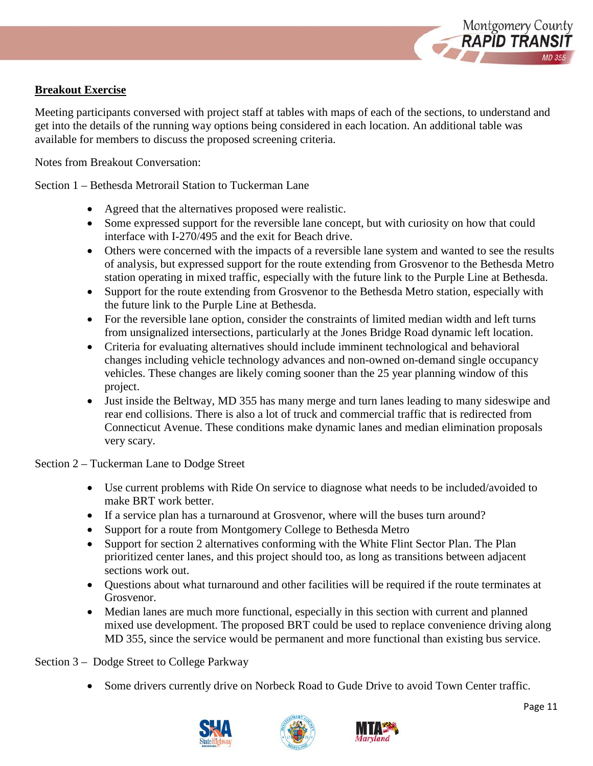**Breakout Exercise**

Meeting participants conversed with project staff at tables with maps of each of the sections, to understand and get into the details of the running way options being considered in each location. An additional table was available for members to discuss the proposed screening criteria.

Notes from Breakout Conversation:

Section 1 – Bethesda Metrorail Station to Tuckerman Lane

- Agreed that the alternatives proposed were realistic.
- Some expressed support for the reversible lane concept, but with curiosity on how that could interface with I-270/495 and the exit for Beach drive.
- Others were concerned with the impacts of a reversible lane system and wanted to see the results of analysis, but expressed support for the route extending from Grosvenor to the Bethesda Metro station operating in mixed traffic, especially with the future link to the Purple Line at Bethesda.
- Support for the route extending from Grosvenor to the Bethesda Metro station, especially with the future link to the Purple Line at Bethesda.
- For the reversible lane option, consider the constraints of limited median width and left turns from unsignalized intersections, particularly at the Jones Bridge Road dynamic left location.
- Criteria for evaluating alternatives should include imminent technological and behavioral changes including vehicle technology advances and non-owned on-demand single occupancy vehicles. These changes are likely coming sooner than the 25 year planning window of this project.
- Just inside the Beltway, MD 355 has many merge and turn lanes leading to many sideswipe and rear end collisions. There is also a lot of truck and commercial traffic that is redirected from Connecticut Avenue. These conditions make dynamic lanes and median elimination proposals very scary.

Section 2 – Tuckerman Lane to Dodge Street

- Use current problems with Ride On service to diagnose what needs to be included/avoided to make BRT work better.
- If a service plan has a turnaround at Grosvenor, where will the buses turn around?
- Support for a route from Montgomery College to Bethesda Metro
- Support for section 2 alternatives conforming with the White Flint Sector Plan. The Plan prioritized center lanes, and this project should too, as long as transitions between adjacent sections work out.
- Questions about what turnaround and other facilities will be required if the route terminates at Grosvenor.
- Median lanes are much more functional, especially in this section with current and planned mixed use development. The proposed BRT could be used to replace convenience driving along MD 355, since the service would be permanent and more functional than existing bus service.

Section 3 – Dodge Street to College Parkway

- Some drivers currently drive on Norbeck Road to Gude Drive to avoid Town Center traffic.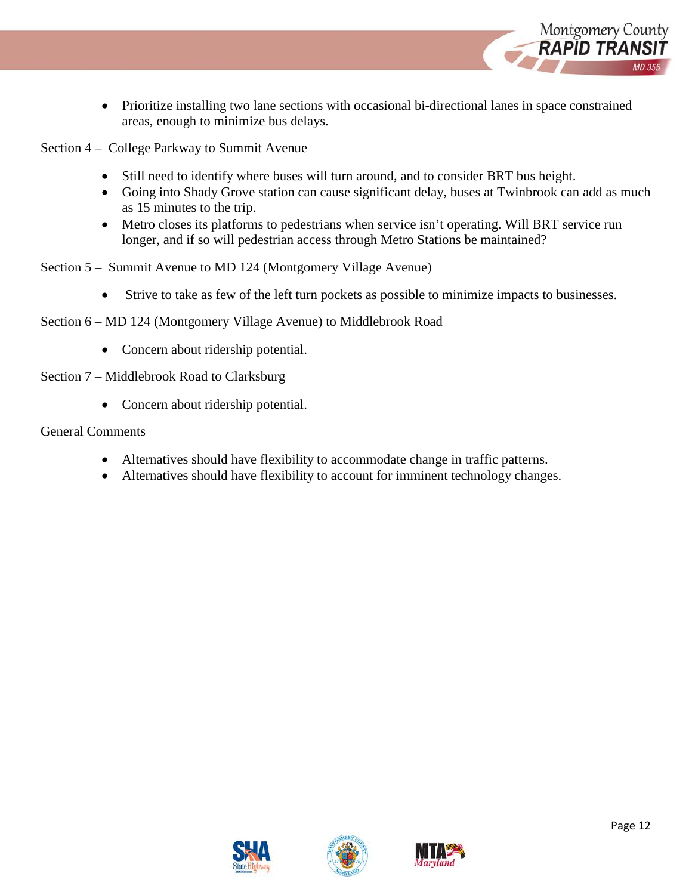- Prioritize installing two lane sections with occasional bi-directional lanes in space constrained areas, enough to minimize bus delays.

Section 4 – College Parkway to Summit Avenue

- Still need to identify where buses will turn around, and to consider BRT bus height.
- Going into Shady Grove station can cause significant delay, buses at Twinbrook can add as much as 15 minutes to the trip.
- Metro closes its platforms to pedestrians when service isn't operating. Will BRT service run longer, and if so will pedestrian access through Metro Stations be maintained?

Section 5 – Summit Avenue to MD 124 (Montgomery Village Avenue)

- Strive to take as few of the left turn pockets as possible to minimize impacts to businesses.

Section 6 – MD 124 (Montgomery Village Avenue) to Middlebrook Road

- Concern about ridership potential.

Section 7 – Middlebrook Road to Clarksburg

- Concern about ridership potential.

General Comments

- Alternatives should have flexibility to accommodate change in traffic patterns.
- Alternatives should have flexibility to account for imminent technology changes.